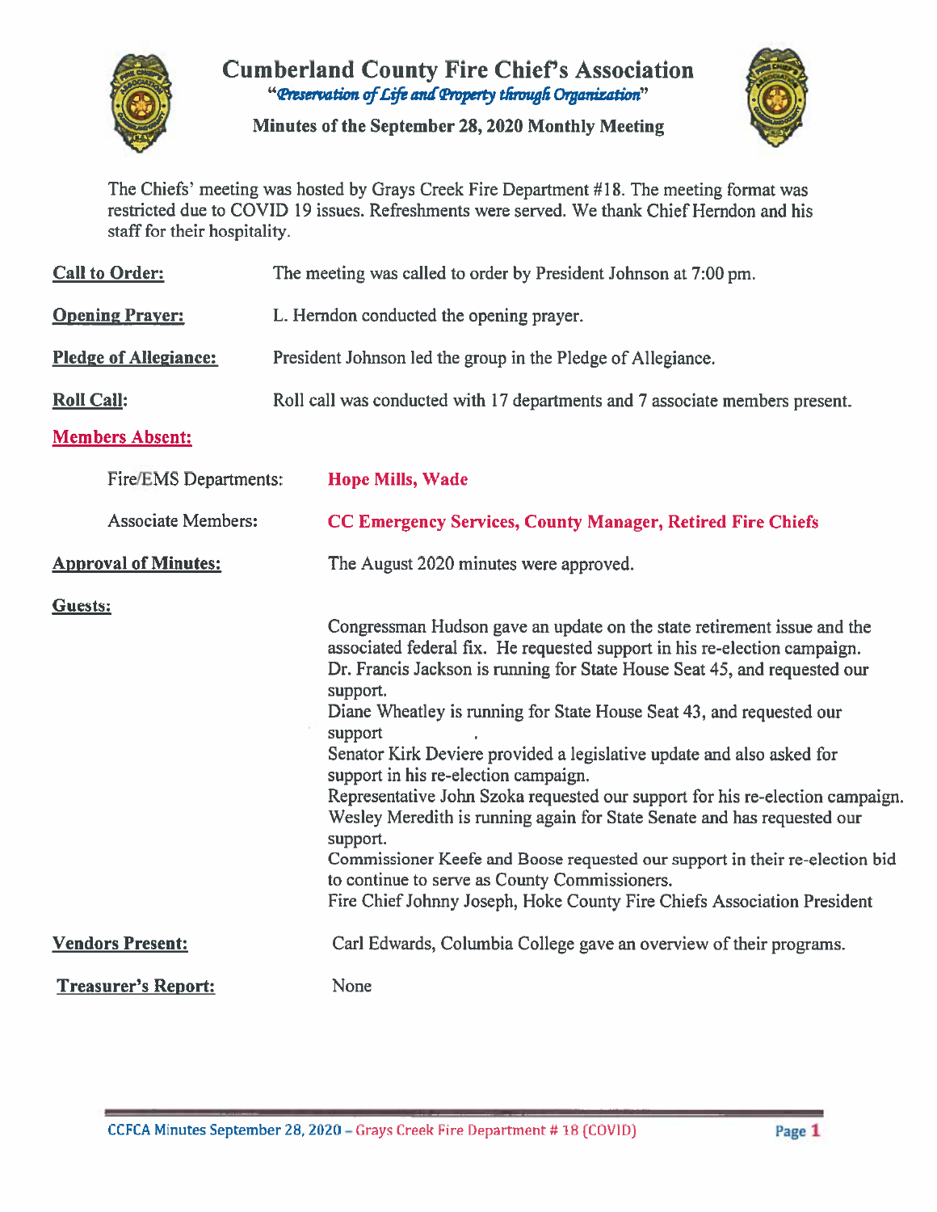# Cumberland County Fire Chief's Association

*"Preservation of Life and Property through Organization"*

**Minutes of the September 28, 2020 Monthly Meeting**

The Chiefs' meeting was hosted by Grays Creek Fire Department #18. The meeting format was restricted due to COVID 19 issues. Refreshments were served. We thank Chief Herndon and his staff for their hospitality.

**Call to Order:** The meeting was called to order by President Johnson at 7:00 pm.

**Opening Prayer:** L. Herndon conducted the opening prayer.

**Pledge of Allegiance:** President Johnson led the group in the Pledge of Allegiance.

**Roll Call:** Roll call was conducted with 17 departments and 7 associate members present.

**Members Absent:**

Fire/EMS Departments: **Hope Mills, Wade**

Associate Members: **CC Emergency Services, County Manager, Retired Fire Chiefs**

**Approval of Minutes:** The August 2020 minutes were approved.

**Guests:**

Congressman Hudson gave an update on the state retirement issue and the associated federal fix. He requested support in his re-election campaign.
Dr. Francis Jackson is running for State House Seat 45, and requested our support.
Diane Wheatley is running for State House Seat 43, and requested our support .
Senator Kirk Deviere provided a legislative update and also asked for support in his re-election campaign.
Representative John Szoka requested our support for his re-election campaign.
Wesley Meredith is running again for State Senate and has requested our support.
Commissioner Keefe and Boose requested our support in their re-election bid to continue to serve as County Commissioners.
Fire Chief Johnny Joseph, Hoke County Fire Chiefs Association President

**Vendors Present:** Carl Edwards, Columbia College gave an overview of their programs.

**Treasurer's Report:** None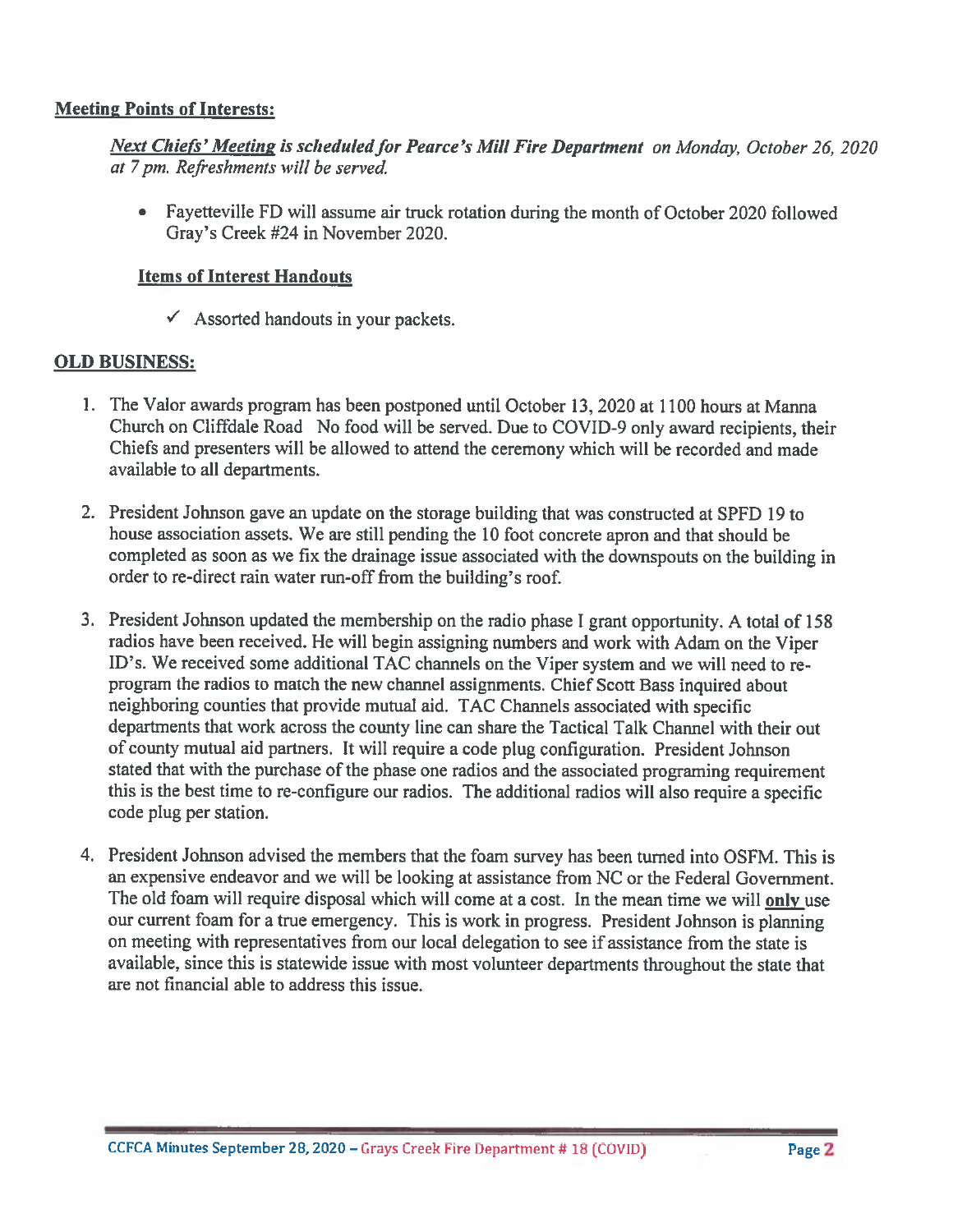## Meeting Points of Interests:

***Next Chiefs' Meeting** is scheduled for **Pearce's Mill Fire Department** on Monday, October 26, 2020 at 7 pm. Refreshments will be served.*

- Fayetteville FD will assume air truck rotation during the month of October 2020 followed Gray's Creek #24 in November 2020.

### Items of Interest Handouts

- ✓ Assorted handouts in your packets.

## OLD BUSINESS:

1. The Valor awards program has been postponed until October 13, 2020 at 1100 hours at Manna Church on Cliffdale Road No food will be served. Due to COVID-9 only award recipients, their Chiefs and presenters will be allowed to attend the ceremony which will be recorded and made available to all departments.

2. President Johnson gave an update on the storage building that was constructed at SPFD 19 to house association assets. We are still pending the 10 foot concrete apron and that should be completed as soon as we fix the drainage issue associated with the downspouts on the building in order to re-direct rain water run-off from the building's roof.

3. President Johnson updated the membership on the radio phase I grant opportunity. A total of 158 radios have been received. He will begin assigning numbers and work with Adam on the Viper ID's. We received some additional TAC channels on the Viper system and we will need to re-program the radios to match the new channel assignments. Chief Scott Bass inquired about neighboring counties that provide mutual aid. TAC Channels associated with specific departments that work across the county line can share the Tactical Talk Channel with their out of county mutual aid partners. It will require a code plug configuration. President Johnson stated that with the purchase of the phase one radios and the associated programing requirement this is the best time to re-configure our radios. The additional radios will also require a specific code plug per station.

4. President Johnson advised the members that the foam survey has been turned into OSFM. This is an expensive endeavor and we will be looking at assistance from NC or the Federal Government. The old foam will require disposal which will come at a cost. In the mean time we will **only** use our current foam for a true emergency. This is work in progress. President Johnson is planning on meeting with representatives from our local delegation to see if assistance from the state is available, since this is statewide issue with most volunteer departments throughout the state that are not financial able to address this issue.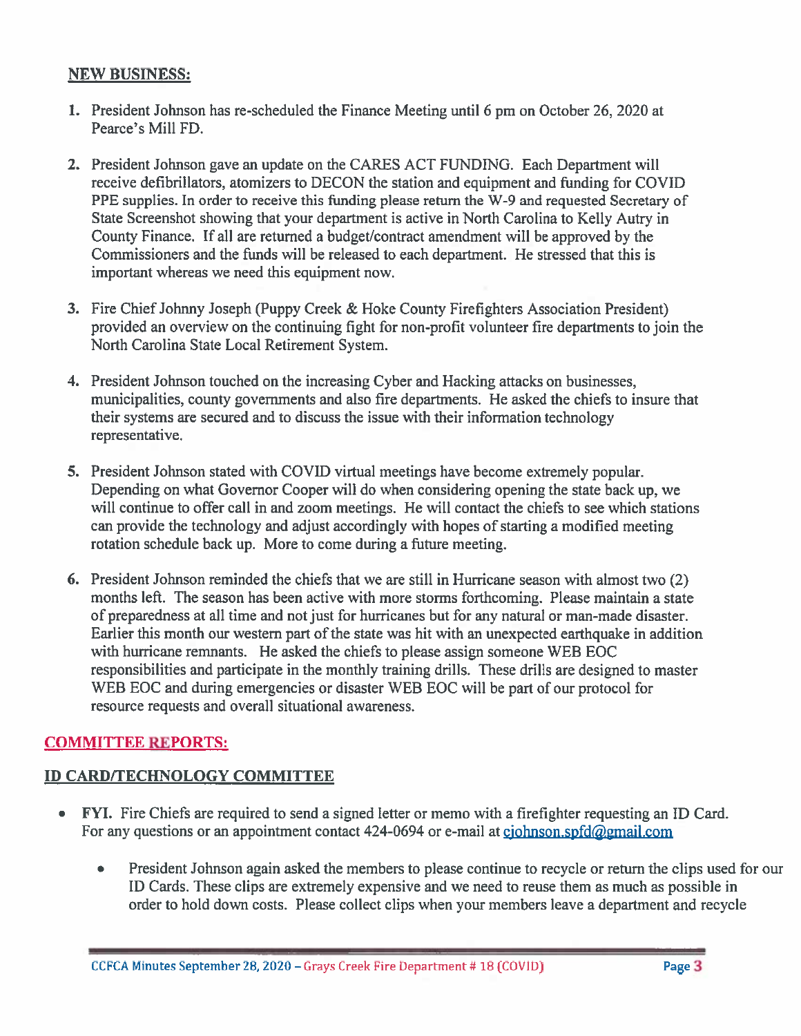## NEW BUSINESS:

1. President Johnson has re-scheduled the Finance Meeting until 6 pm on October 26, 2020 at Pearce's Mill FD.

2. President Johnson gave an update on the CARES ACT FUNDING. Each Department will receive defibrillators, atomizers to DECON the station and equipment and funding for COVID PPE supplies. In order to receive this funding please return the W-9 and requested Secretary of State Screenshot showing that your department is active in North Carolina to Kelly Autry in County Finance. If all are returned a budget/contract amendment will be approved by the Commissioners and the funds will be released to each department. He stressed that this is important whereas we need this equipment now.

3. Fire Chief Johnny Joseph (Puppy Creek & Hoke County Firefighters Association President) provided an overview on the continuing fight for non-profit volunteer fire departments to join the North Carolina State Local Retirement System.

4. President Johnson touched on the increasing Cyber and Hacking attacks on businesses, municipalities, county governments and also fire departments. He asked the chiefs to insure that their systems are secured and to discuss the issue with their information technology representative.

5. President Johnson stated with COVID virtual meetings have become extremely popular. Depending on what Governor Cooper will do when considering opening the state back up, we will continue to offer call in and zoom meetings. He will contact the chiefs to see which stations can provide the technology and adjust accordingly with hopes of starting a modified meeting rotation schedule back up. More to come during a future meeting.

6. President Johnson reminded the chiefs that we are still in Hurricane season with almost two (2) months left. The season has been active with more storms forthcoming. Please maintain a state of preparedness at all time and not just for hurricanes but for any natural or man-made disaster. Earlier this month our western part of the state was hit with an unexpected earthquake in addition with hurricane remnants. He asked the chiefs to please assign someone WEB EOC responsibilities and participate in the monthly training drills. These drills are designed to master WEB EOC and during emergencies or disaster WEB EOC will be part of our protocol for resource requests and overall situational awareness.

## COMMITTEE REPORTS:

### ID CARD/TECHNOLOGY COMMITTEE

- **FYI.** Fire Chiefs are required to send a signed letter or memo with a firefighter requesting an ID Card. For any questions or an appointment contact 424-0694 or e-mail at cjohnson.spfd@gmail.com
  - President Johnson again asked the members to please continue to recycle or return the clips used for our ID Cards. These clips are extremely expensive and we need to reuse them as much as possible in order to hold down costs. Please collect clips when your members leave a department and recycle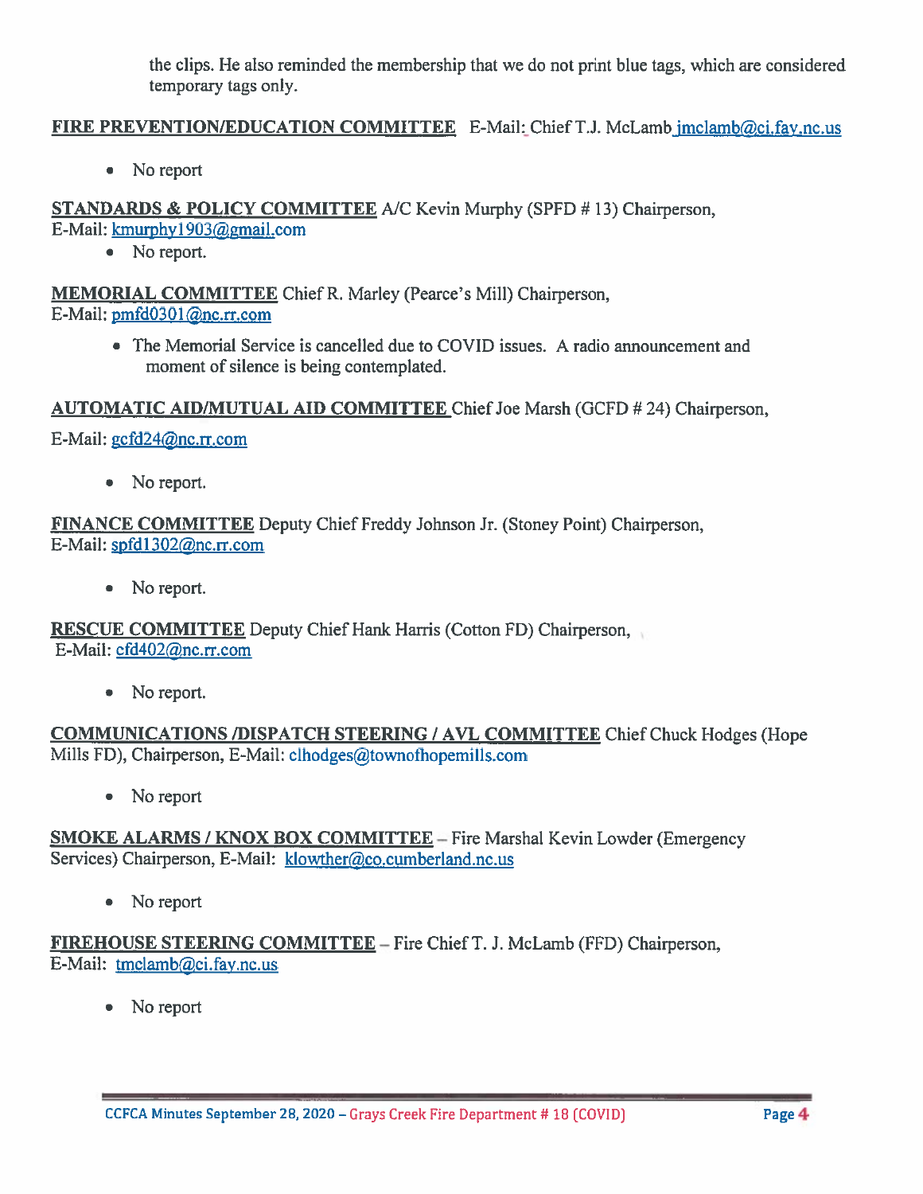the clips. He also reminded the membership that we do not print blue tags, which are considered temporary tags only.

**FIRE PREVENTION/EDUCATION COMMITTEE** E-Mail: Chief T.J. McLamb jmclamb@ci.fay.nc.us

- No report

**STANDARDS & POLICY COMMITTEE** A/C Kevin Murphy (SPFD # 13) Chairperson, E-Mail: kmurphy1903@gmail.com

- No report.

**MEMORIAL COMMITTEE** Chief R. Marley (Pearce's Mill) Chairperson, E-Mail: pmfd0301@nc.rr.com

- The Memorial Service is cancelled due to COVID issues. A radio announcement and moment of silence is being contemplated.

**AUTOMATIC AID/MUTUAL AID COMMITTEE** Chief Joe Marsh (GCFD # 24) Chairperson, E-Mail: gcfd24@nc.rr.com

- No report.

**FINANCE COMMITTEE** Deputy Chief Freddy Johnson Jr. (Stoney Point) Chairperson, E-Mail: spfd1302@nc.rr.com

- No report.

**RESCUE COMMITTEE** Deputy Chief Hank Harris (Cotton FD) Chairperson, E-Mail: cfd402@nc.rr.com

- No report.

**COMMUNICATIONS /DISPATCH STEERING / AVL COMMITTEE** Chief Chuck Hodges (Hope Mills FD), Chairperson, E-Mail: clhodges@townofhopemills.com

- No report

**SMOKE ALARMS / KNOX BOX COMMITTEE** – Fire Marshal Kevin Lowder (Emergency Services) Chairperson, E-Mail: klowther@co.cumberland.nc.us

- No report

**FIREHOUSE STEERING COMMITTEE** – Fire Chief T. J. McLamb (FFD) Chairperson, E-Mail: tmclamb@ci.fay.nc.us

- No report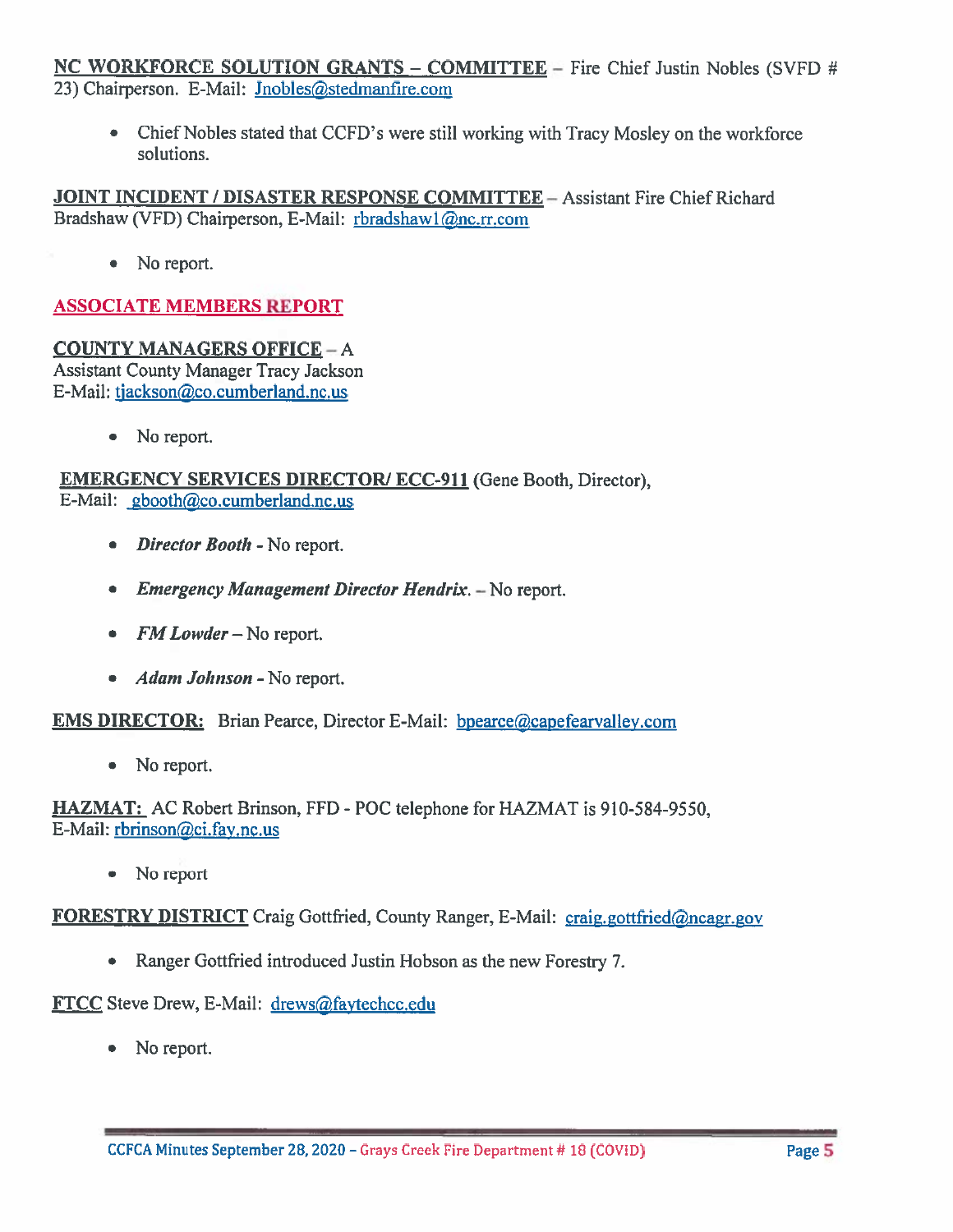**NC WORKFORCE SOLUTION GRANTS – COMMITTEE** – Fire Chief Justin Nobles (SVFD # 23) Chairperson. E-Mail: Jnobles@stedmanfire.com

- Chief Nobles stated that CCFD's were still working with Tracy Mosley on the workforce solutions.

**JOINT INCIDENT / DISASTER RESPONSE COMMITTEE** – Assistant Fire Chief Richard Bradshaw (VFD) Chairperson, E-Mail: rbradshaw1@nc.rr.com

- No report.

## ASSOCIATE MEMBERS REPORT

**COUNTY MANAGERS OFFICE** – A
Assistant County Manager Tracy Jackson
E-Mail: tjackson@co.cumberland.nc.us

- No report.

**EMERGENCY SERVICES DIRECTOR/ ECC-911** (Gene Booth, Director),
E-Mail: gbooth@co.cumberland.nc.us

- ***Director Booth*** - No report.
- ***Emergency Management Director Hendrix.*** – No report.
- ***FM Lowder*** – No report.
- ***Adam Johnson*** - No report.

**EMS DIRECTOR:** Brian Pearce, Director E-Mail: bpearce@capefearvalley.com

- No report.

**HAZMAT:** AC Robert Brinson, FFD - POC telephone for HAZMAT is 910-584-9550,
E-Mail: rbrinson@ci.fay.nc.us

- No report

**FORESTRY DISTRICT** Craig Gottfried, County Ranger, E-Mail: craig.gottfried@ncagr.gov

- Ranger Gottfried introduced Justin Hobson as the new Forestry 7.

**FTCC** Steve Drew, E-Mail: drews@faytechcc.edu

- No report.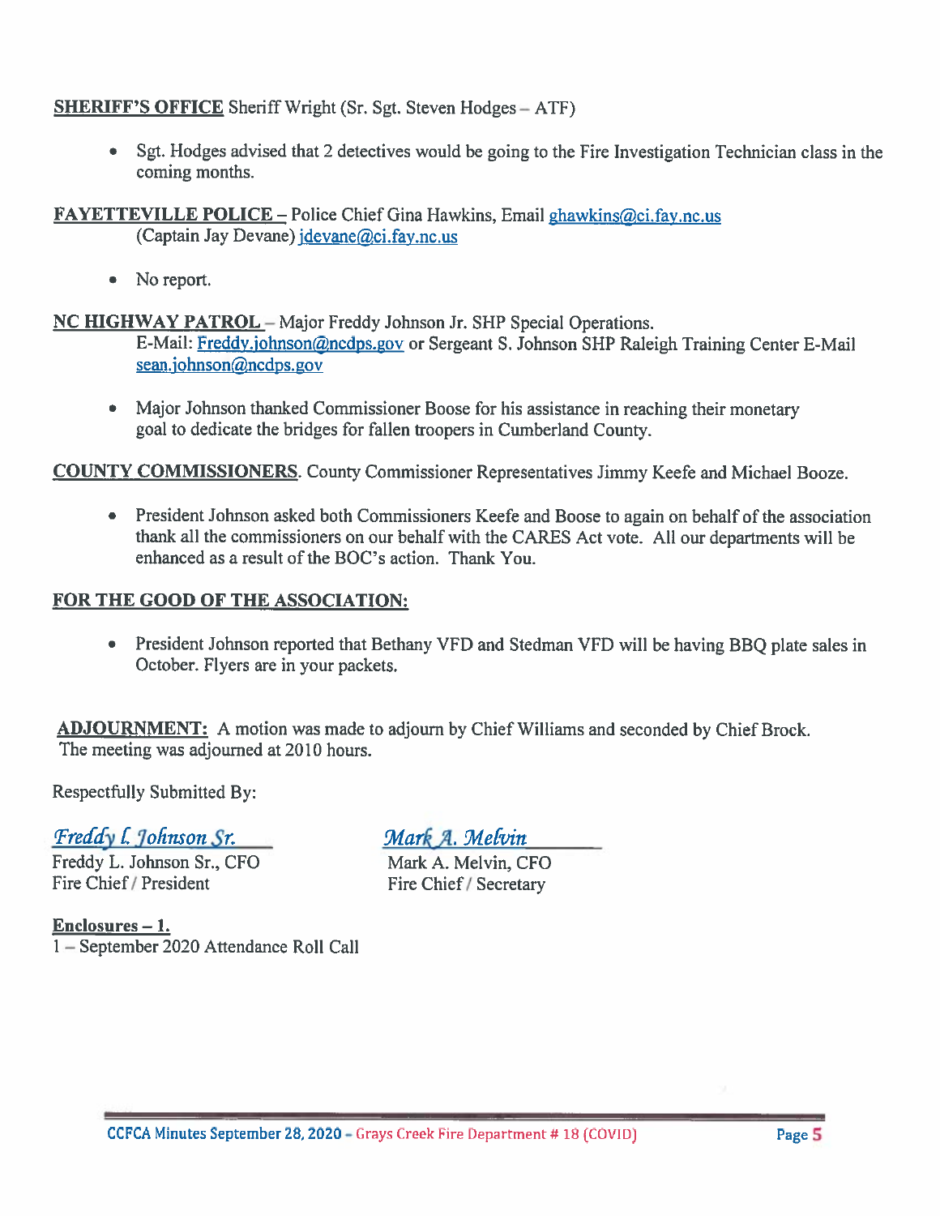**SHERIFF'S OFFICE** Sheriff Wright (Sr. Sgt. Steven Hodges – ATF)

- Sgt. Hodges advised that 2 detectives would be going to the Fire Investigation Technician class in the coming months.

**FAYETTEVILLE POLICE** – Police Chief Gina Hawkins, Email ghawkins@ci.fay.nc.us
(Captain Jay Devane) jdevane@ci.fay.nc.us

- No report.

**NC HIGHWAY PATROL** – Major Freddy Johnson Jr. SHP Special Operations.
E-Mail: Freddy.johnson@ncdps.gov or Sergeant S. Johnson SHP Raleigh Training Center E-Mail sean.johnson@ncdps.gov

- Major Johnson thanked Commissioner Boose for his assistance in reaching their monetary goal to dedicate the bridges for fallen troopers in Cumberland County.

**COUNTY COMMISSIONERS**. County Commissioner Representatives Jimmy Keefe and Michael Booze.

- President Johnson asked both Commissioners Keefe and Boose to again on behalf of the association thank all the commissioners on our behalf with the CARES Act vote. All our departments will be enhanced as a result of the BOC's action. Thank You.

**FOR THE GOOD OF THE ASSOCIATION:**

- President Johnson reported that Bethany VFD and Stedman VFD will be having BBQ plate sales in October. Flyers are in your packets.

**ADJOURNMENT:** A motion was made to adjourn by Chief Williams and seconded by Chief Brock. The meeting was adjourned at 2010 hours.

Respectfully Submitted By:

| *Freddy L. Johnson Sr.* | *Mark A. Melvin* |
|---|---|
| Freddy L. Johnson Sr., CFO | Mark A. Melvin, CFO |
| Fire Chief / President | Fire Chief / Secretary |

**Enclosures – 1.**
1 – September 2020 Attendance Roll Call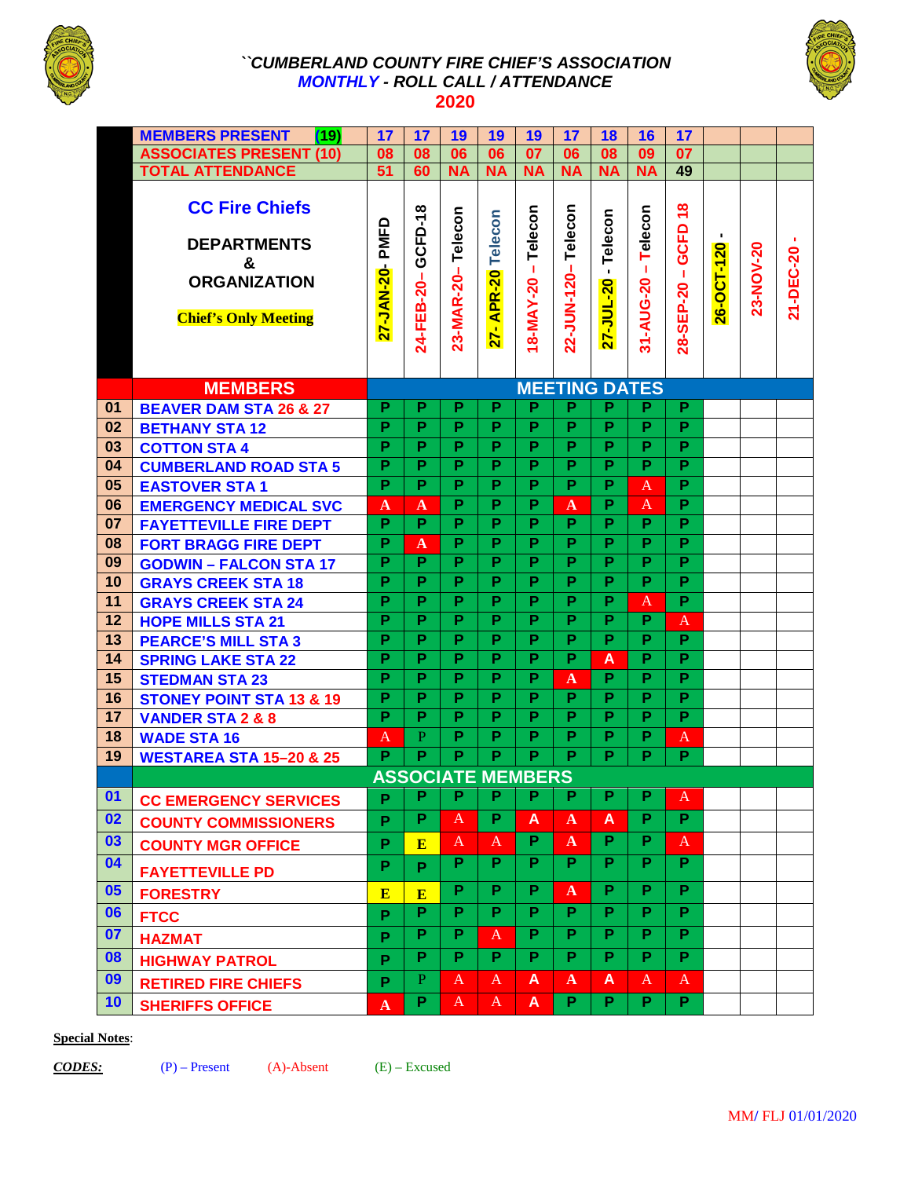# ``CUMBERLAND COUNTY FIRE CHIEF'S ASSOCIATION

## MONTHLY - ROLL CALL / ATTENDANCE

## 2020

| | | | | | | | | | | | | | |
|---|---|---|---|---|---|---|---|---|---|---|---|---|---|
| | MEMBERS PRESENT (19) | 17 | 17 | 19 | 19 | 19 | 17 | 18 | 16 | 17 | | | |
| | ASSOCIATES PRESENT (10) | 08 | 08 | 06 | 06 | 07 | 06 | 08 | 09 | 07 | | | |
| | TOTAL ATTENDANCE | 51 | 60 | NA | NA | NA | NA | NA | NA | 49 | | | |
| | CC Fire Chiefs DEPARTMENTS & ORGANIZATION Chief's Only Meeting | 27-JAN-20- PMFD | 24-FEB-20– GCFD-18 | 23-MAR-20– Telecon | 27- APR-20 Telecon | 18-MAY-20 – Telecon | 22-JUN-120– Telecon | 27-JUL-20 - Telecon | 31-AUG-20 – Telecon | 28-SEP-20 – GCFD 18 | 26-OCT-120 - | 23-NOV-20 | 21-DEC-20 - |
| | **MEMBERS** | **MEETING DATES** | | | | | | | | | | | |
| 01 | BEAVER DAM STA 26 & 27 | P | P | P | P | P | P | P | P | P | | | |
| 02 | BETHANY STA 12 | P | P | P | P | P | P | P | P | P | | | |
| 03 | COTTON STA 4 | P | P | P | P | P | P | P | P | P | | | |
| 04 | CUMBERLAND ROAD STA 5 | P | P | P | P | P | P | P | P | P | | | |
| 05 | EASTOVER STA 1 | P | P | P | P | P | P | P | A | P | | | |
| 06 | EMERGENCY MEDICAL SVC | A | A | P | P | P | A | P | A | P | | | |
| 07 | FAYETTEVILLE FIRE DEPT | P | P | P | P | P | P | P | P | P | | | |
| 08 | FORT BRAGG FIRE DEPT | P | A | P | P | P | P | P | P | P | | | |
| 09 | GODWIN – FALCON STA 17 | P | P | P | P | P | P | P | P | P | | | |
| 10 | GRAYS CREEK STA 18 | P | P | P | P | P | P | P | P | P | | | |
| 11 | GRAYS CREEK STA 24 | P | P | P | P | P | P | P | A | P | | | |
| 12 | HOPE MILLS STA 21 | P | P | P | P | P | P | P | P | A | | | |
| 13 | PEARCE'S MILL STA 3 | P | P | P | P | P | P | P | P | P | | | |
| 14 | SPRING LAKE STA 22 | P | P | P | P | P | P | A | P | P | | | |
| 15 | STEDMAN STA 23 | P | P | P | P | P | A | P | P | P | | | |
| 16 | STONEY POINT STA 13 & 19 | P | P | P | P | P | P | P | P | P | | | |
| 17 | VANDER STA 2 & 8 | P | P | P | P | P | P | P | P | P | | | |
| 18 | WADE STA 16 | A | P | P | P | P | P | P | P | A | | | |
| 19 | WESTAREA STA 15–20 & 25 | P | P | P | P | P | P | P | P | P | | | |
| | **ASSOCIATE MEMBERS** | | | | | | | | | | | | |
| 01 | CC EMERGENCY SERVICES | P | P | P | P | P | P | P | P | A | | | |
| 02 | COUNTY COMMISSIONERS | P | P | A | P | A | A | A | P | P | | | |
| 03 | COUNTY MGR OFFICE | P | E | A | A | P | A | P | P | A | | | |
| 04 | FAYETTEVILLE PD | P | P | P | P | P | P | P | P | P | | | |
| 05 | FORESTRY | E | E | P | P | P | A | P | P | P | | | |
| 06 | FTCC | P | P | P | P | P | P | P | P | P | | | |
| 07 | HAZMAT | P | P | P | A | P | P | P | P | P | | | |
| 08 | HIGHWAY PATROL | P | P | P | P | P | P | P | P | P | | | |
| 09 | RETIRED FIRE CHIEFS | P | P | A | A | A | A | A | A | A | | | |
| 10 | SHERIFFS OFFICE | A | P | A | A | A | P | P | P | P | | | |

**Special Notes**:

***CODES:*** (P) – Present (A)-Absent (E) – Excused

MM/ FLJ 01/01/2020